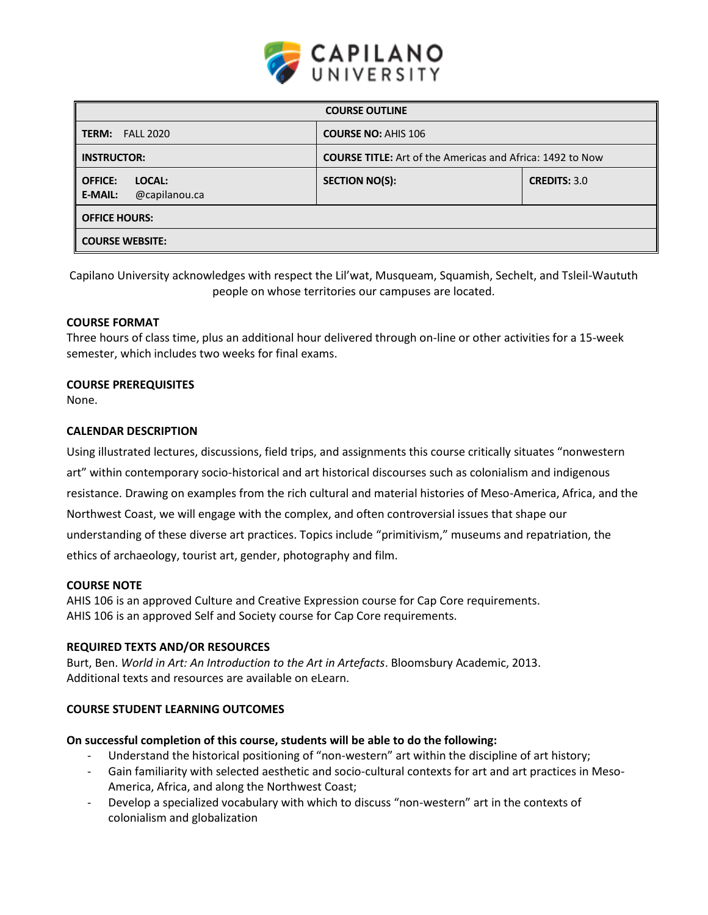CAPILANO UNIVERSITY

| COURSE OUTLINE | | |
| --- | --- | --- |
| **TERM:** FALL 2020 | **COURSE NO:** AHIS 106 | |
| **INSTRUCTOR:** | **COURSE TITLE:** Art of the Americas and Africa: 1492 to Now | |
| **OFFICE:** **LOCAL:** **E-MAIL:** @capilanou.ca | **SECTION NO(S):** | **CREDITS:** 3.0 |
| **OFFICE HOURS:** | | |
| **COURSE WEBSITE:** | | |

Capilano University acknowledges with respect the Lil'wat, Musqueam, Squamish, Sechelt, and Tsleil-Waututh people on whose territories our campuses are located.

**COURSE FORMAT**

Three hours of class time, plus an additional hour delivered through on-line or other activities for a 15-week semester, which includes two weeks for final exams.

**COURSE PREREQUISITES**

None.

**CALENDAR DESCRIPTION**

Using illustrated lectures, discussions, field trips, and assignments this course critically situates "nonwestern art" within contemporary socio-historical and art historical discourses such as colonialism and indigenous resistance. Drawing on examples from the rich cultural and material histories of Meso-America, Africa, and the Northwest Coast, we will engage with the complex, and often controversial issues that shape our understanding of these diverse art practices. Topics include "primitivism," museums and repatriation, the ethics of archaeology, tourist art, gender, photography and film.

**COURSE NOTE**

AHIS 106 is an approved Culture and Creative Expression course for Cap Core requirements.
AHIS 106 is an approved Self and Society course for Cap Core requirements.

**REQUIRED TEXTS AND/OR RESOURCES**

Burt, Ben. *World in Art: An Introduction to the Art in Artefacts*. Bloomsbury Academic, 2013.
Additional texts and resources are available on eLearn.

**COURSE STUDENT LEARNING OUTCOMES**

**On successful completion of this course, students will be able to do the following:**

- Understand the historical positioning of "non-western" art within the discipline of art history;
- Gain familiarity with selected aesthetic and socio-cultural contexts for art and art practices in Meso-America, Africa, and along the Northwest Coast;
- Develop a specialized vocabulary with which to discuss "non-western" art in the contexts of colonialism and globalization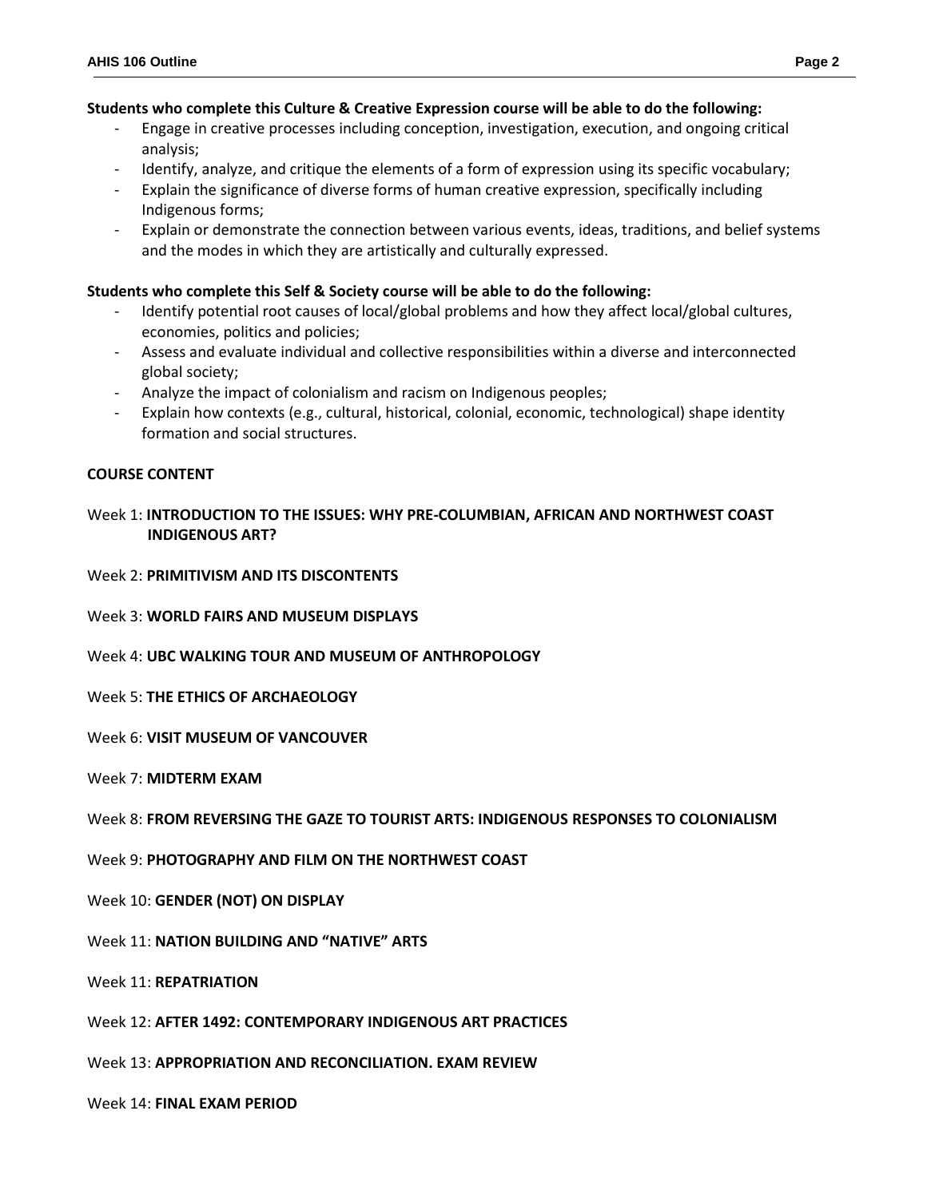**Students who complete this Culture & Creative Expression course will be able to do the following:**

- Engage in creative processes including conception, investigation, execution, and ongoing critical analysis;
- Identify, analyze, and critique the elements of a form of expression using its specific vocabulary;
- Explain the significance of diverse forms of human creative expression, specifically including Indigenous forms;
- Explain or demonstrate the connection between various events, ideas, traditions, and belief systems and the modes in which they are artistically and culturally expressed.

**Students who complete this Self & Society course will be able to do the following:**

- Identify potential root causes of local/global problems and how they affect local/global cultures, economies, politics and policies;
- Assess and evaluate individual and collective responsibilities within a diverse and interconnected global society;
- Analyze the impact of colonialism and racism on Indigenous peoples;
- Explain how contexts (e.g., cultural, historical, colonial, economic, technological) shape identity formation and social structures.

**COURSE CONTENT**

Week 1: **INTRODUCTION TO THE ISSUES: WHY PRE-COLUMBIAN, AFRICAN AND NORTHWEST COAST INDIGENOUS ART?**

Week 2: **PRIMITIVISM AND ITS DISCONTENTS**

Week 3: **WORLD FAIRS AND MUSEUM DISPLAYS**

Week 4: **UBC WALKING TOUR AND MUSEUM OF ANTHROPOLOGY**

Week 5: **THE ETHICS OF ARCHAEOLOGY**

Week 6: **VISIT MUSEUM OF VANCOUVER**

Week 7: **MIDTERM EXAM**

Week 8: **FROM REVERSING THE GAZE TO TOURIST ARTS: INDIGENOUS RESPONSES TO COLONIALISM**

Week 9: **PHOTOGRAPHY AND FILM ON THE NORTHWEST COAST**

Week 10: **GENDER (NOT) ON DISPLAY**

Week 11: **NATION BUILDING AND “NATIVE” ARTS**

Week 11: **REPATRIATION**

Week 12: **AFTER 1492: CONTEMPORARY INDIGENOUS ART PRACTICES**

Week 13: **APPROPRIATION AND RECONCILIATION. EXAM REVIEW**

Week 14: **FINAL EXAM PERIOD**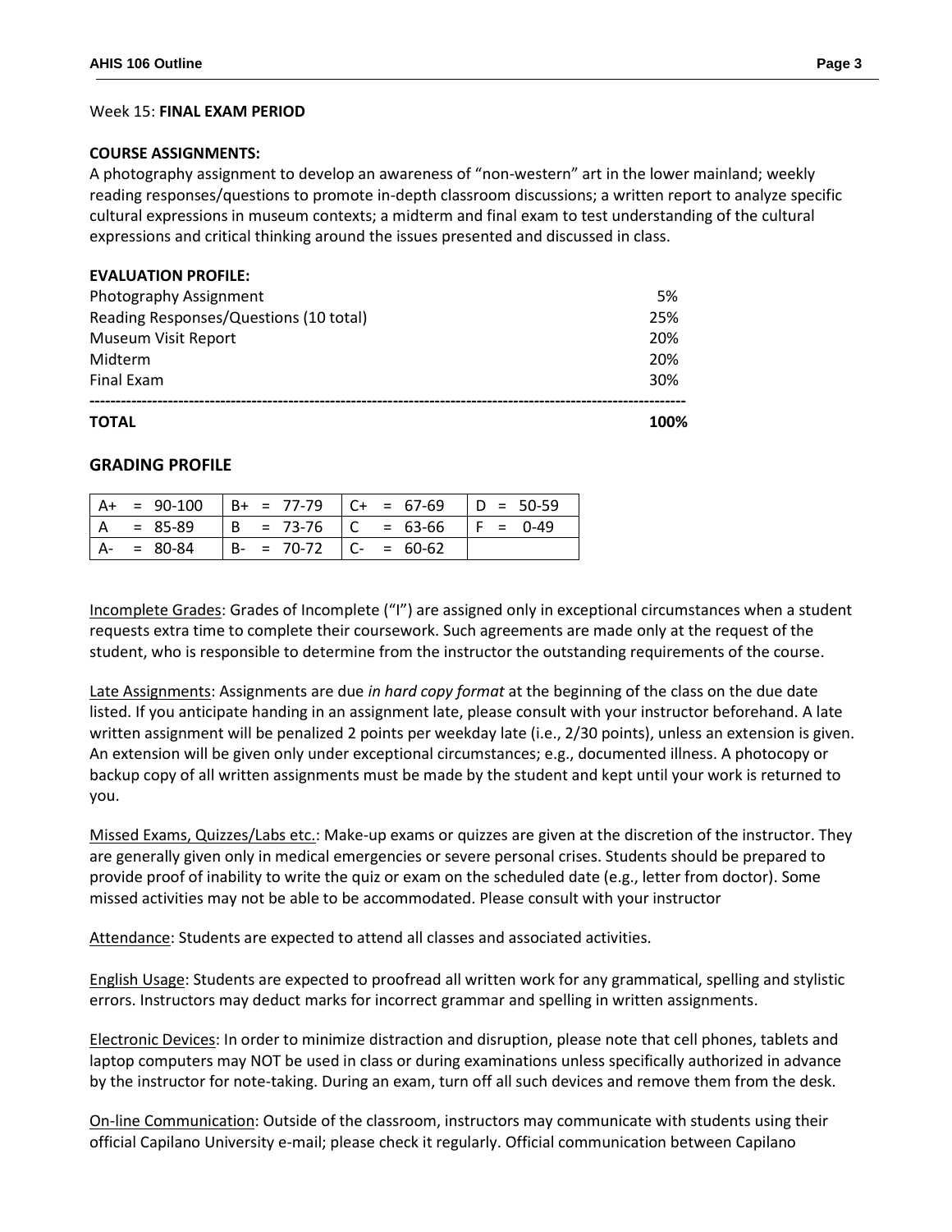Week 15: **FINAL EXAM PERIOD**

**COURSE ASSIGNMENTS:**

A photography assignment to develop an awareness of "non-western" art in the lower mainland; weekly reading responses/questions to promote in-depth classroom discussions; a written report to analyze specific cultural expressions in museum contexts; a midterm and final exam to test understanding of the cultural expressions and critical thinking around the issues presented and discussed in class.

**EVALUATION PROFILE:**

| | |
|---|---|
| Photography Assignment | 5% |
| Reading Responses/Questions (10 total) | 25% |
| Museum Visit Report | 20% |
| Midterm | 20% |
| Final Exam | 30% |
| **TOTAL** | **100%** |

## GRADING PROFILE

| | | | |
|---|---|---|---|
| A+ = 90-100 | B+ = 77-79 | C+ = 67-69 | D = 50-59 |
| A = 85-89 | B = 73-76 | C = 63-66 | F = 0-49 |
| A- = 80-84 | B- = 70-72 | C- = 60-62 | |

Incomplete Grades: Grades of Incomplete ("I") are assigned only in exceptional circumstances when a student requests extra time to complete their coursework. Such agreements are made only at the request of the student, who is responsible to determine from the instructor the outstanding requirements of the course.

Late Assignments: Assignments are due *in hard copy format* at the beginning of the class on the due date listed. If you anticipate handing in an assignment late, please consult with your instructor beforehand. A late written assignment will be penalized 2 points per weekday late (i.e., 2/30 points), unless an extension is given. An extension will be given only under exceptional circumstances; e.g., documented illness. A photocopy or backup copy of all written assignments must be made by the student and kept until your work is returned to you.

Missed Exams, Quizzes/Labs etc.: Make-up exams or quizzes are given at the discretion of the instructor. They are generally given only in medical emergencies or severe personal crises. Students should be prepared to provide proof of inability to write the quiz or exam on the scheduled date (e.g., letter from doctor). Some missed activities may not be able to be accommodated. Please consult with your instructor

Attendance: Students are expected to attend all classes and associated activities.

English Usage: Students are expected to proofread all written work for any grammatical, spelling and stylistic errors. Instructors may deduct marks for incorrect grammar and spelling in written assignments.

Electronic Devices: In order to minimize distraction and disruption, please note that cell phones, tablets and laptop computers may NOT be used in class or during examinations unless specifically authorized in advance by the instructor for note-taking. During an exam, turn off all such devices and remove them from the desk.

On-line Communication: Outside of the classroom, instructors may communicate with students using their official Capilano University e-mail; please check it regularly. Official communication between Capilano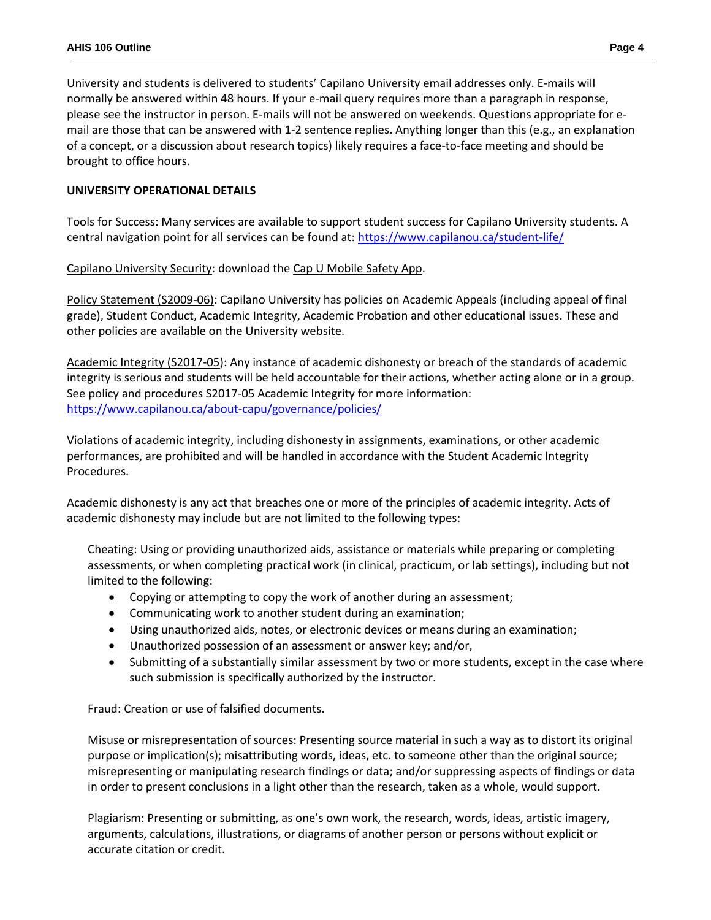University and students is delivered to students' Capilano University email addresses only. E-mails will normally be answered within 48 hours. If your e-mail query requires more than a paragraph in response, please see the instructor in person. E-mails will not be answered on weekends. Questions appropriate for e-mail are those that can be answered with 1-2 sentence replies. Anything longer than this (e.g., an explanation of a concept, or a discussion about research topics) likely requires a face-to-face meeting and should be brought to office hours.

**UNIVERSITY OPERATIONAL DETAILS**

Tools for Success: Many services are available to support student success for Capilano University students. A central navigation point for all services can be found at: [https://www.capilanou.ca/student-life/](https://www.capilanou.ca/student-life/)

Capilano University Security: download the Cap U Mobile Safety App.

Policy Statement (S2009-06): Capilano University has policies on Academic Appeals (including appeal of final grade), Student Conduct, Academic Integrity, Academic Probation and other educational issues. These and other policies are available on the University website.

Academic Integrity (S2017-05): Any instance of academic dishonesty or breach of the standards of academic integrity is serious and students will be held accountable for their actions, whether acting alone or in a group. See policy and procedures S2017-05 Academic Integrity for more information: [https://www.capilanou.ca/about-capu/governance/policies/](https://www.capilanou.ca/about-capu/governance/policies/)

Violations of academic integrity, including dishonesty in assignments, examinations, or other academic performances, are prohibited and will be handled in accordance with the Student Academic Integrity Procedures.

Academic dishonesty is any act that breaches one or more of the principles of academic integrity. Acts of academic dishonesty may include but are not limited to the following types:

Cheating: Using or providing unauthorized aids, assistance or materials while preparing or completing assessments, or when completing practical work (in clinical, practicum, or lab settings), including but not limited to the following:

- Copying or attempting to copy the work of another during an assessment;
- Communicating work to another student during an examination;
- Using unauthorized aids, notes, or electronic devices or means during an examination;
- Unauthorized possession of an assessment or answer key; and/or,
- Submitting of a substantially similar assessment by two or more students, except in the case where such submission is specifically authorized by the instructor.

Fraud: Creation or use of falsified documents.

Misuse or misrepresentation of sources: Presenting source material in such a way as to distort its original purpose or implication(s); misattributing words, ideas, etc. to someone other than the original source; misrepresenting or manipulating research findings or data; and/or suppressing aspects of findings or data in order to present conclusions in a light other than the research, taken as a whole, would support.

Plagiarism: Presenting or submitting, as one's own work, the research, words, ideas, artistic imagery, arguments, calculations, illustrations, or diagrams of another person or persons without explicit or accurate citation or credit.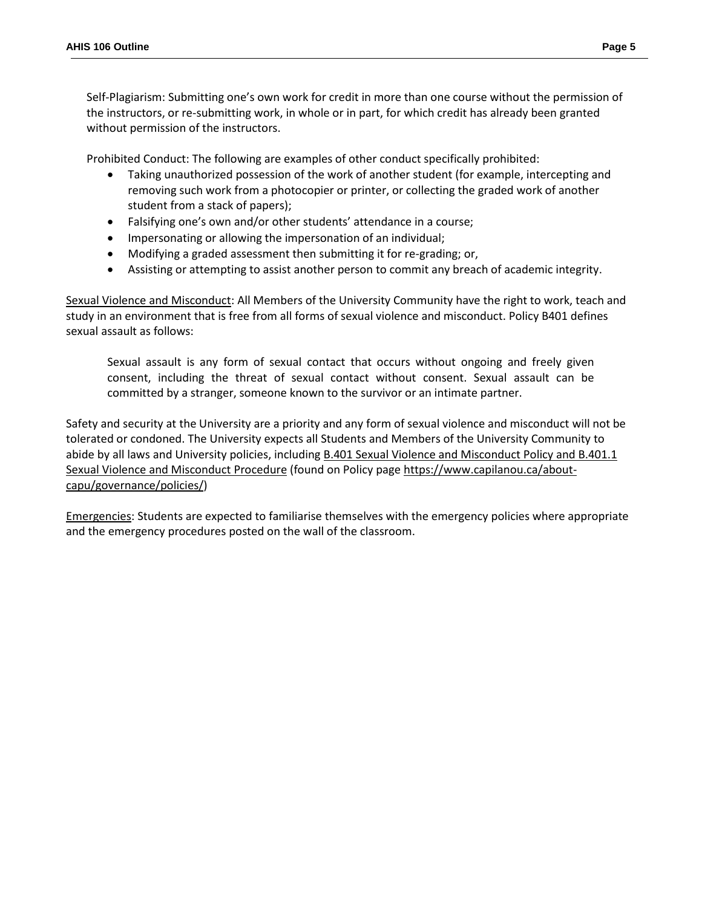Self-Plagiarism: Submitting one's own work for credit in more than one course without the permission of the instructors, or re-submitting work, in whole or in part, for which credit has already been granted without permission of the instructors.

Prohibited Conduct: The following are examples of other conduct specifically prohibited:

- Taking unauthorized possession of the work of another student (for example, intercepting and removing such work from a photocopier or printer, or collecting the graded work of another student from a stack of papers);
- Falsifying one's own and/or other students' attendance in a course;
- Impersonating or allowing the impersonation of an individual;
- Modifying a graded assessment then submitting it for re-grading; or,
- Assisting or attempting to assist another person to commit any breach of academic integrity.

Sexual Violence and Misconduct: All Members of the University Community have the right to work, teach and study in an environment that is free from all forms of sexual violence and misconduct. Policy B401 defines sexual assault as follows:

> Sexual assault is any form of sexual contact that occurs without ongoing and freely given consent, including the threat of sexual contact without consent. Sexual assault can be committed by a stranger, someone known to the survivor or an intimate partner.

Safety and security at the University are a priority and any form of sexual violence and misconduct will not be tolerated or condoned. The University expects all Students and Members of the University Community to abide by all laws and University policies, including B.401 Sexual Violence and Misconduct Policy and B.401.1 Sexual Violence and Misconduct Procedure (found on Policy page https://www.capilanou.ca/about-capu/governance/policies/)

Emergencies: Students are expected to familiarise themselves with the emergency policies where appropriate and the emergency procedures posted on the wall of the classroom.